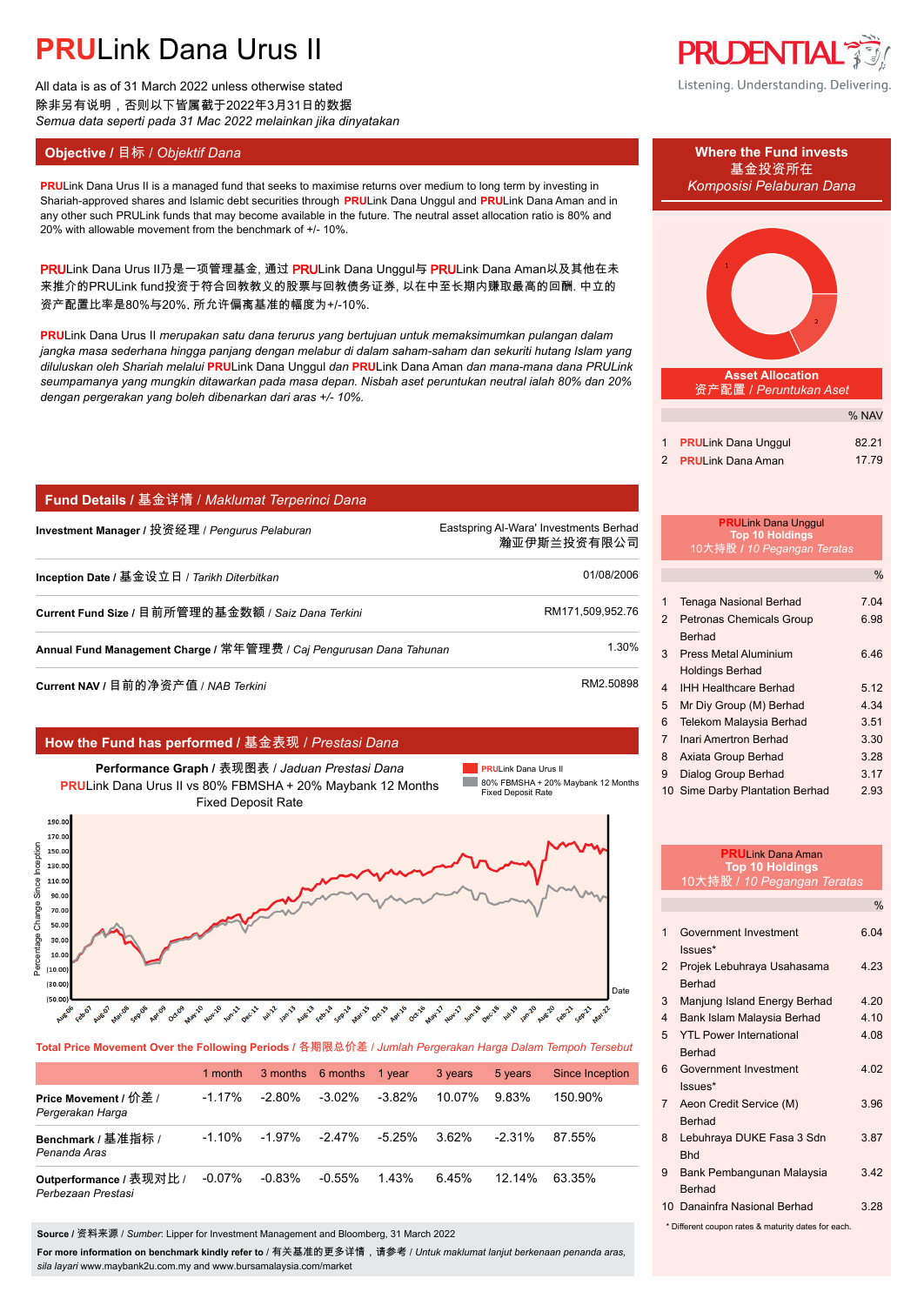# PRULink Dana Urus II

All data is as of 31 March 2022 unless otherwise stated
除非另有说明，否则以下皆属截于2022年3月31日的数据
*Semua data seperti pada 31 Mac 2022 melainkan jika dinyatakan*

Listening. Understanding. Delivering.

## Objective / 目标 / *Objektif Dana*

PRULink Dana Urus II is a managed fund that seeks to maximise returns over medium to long term by investing in Shariah-approved shares and Islamic debt securities through PRULink Dana Unggul and PRULink Dana Aman and in any other such PRULink funds that may become available in the future. The neutral asset allocation ratio is 80% and 20% with allowable movement from the benchmark of +/- 10%.

PRULink Dana Urus II乃是一项管理基金, 通过 PRULink Dana Unggul与 PRULink Dana Aman以及其他在未来推介的PRULink fund投资于符合回教教义的股票与回教债务证券, 以在中至长期内赚取最高的回酬. 中立的资产配置比率是80%与20%, 所允许偏离基准的幅度为+/-10%.

PRULink Dana Urus II *merupakan satu dana terurus yang bertujuan untuk memaksimumkan pulangan dalam jangka masa sederhana hingga panjang dengan melabur di dalam saham-saham dan sekuriti hutang Islam yang diluluskan oleh Shariah melalui* PRULink Dana Unggul *dan* PRULink Dana Aman *dan mana-mana dana PRULink seumpamanya yang mungkin ditawarkan pada masa depan. Nisbah aset peruntukan neutral ialah 80% dan 20% dengan pergerakan yang boleh dibenarkan dari aras +/- 10%.*

## Fund Details / 基金详情 / *Maklumat Terperinci Dana*

| | |
|---|---|
| **Investment Manager / 投资经理 /** *Pengurus Pelaburan* | Eastspring Al-Wara' Investments Berhad 瀚亚伊斯兰投资有限公司 |
| **Inception Date / 基金设立日 /** *Tarikh Diterbitkan* | 01/08/2006 |
| **Current Fund Size / 目前所管理的基金数额 /** *Saiz Dana Terkini* | RM171,509,952.76 |
| **Annual Fund Management Charge / 常年管理费 /** *Caj Pengurusan Dana Tahunan* | 1.30% |
| **Current NAV / 目前的净资产值 /** *NAB Terkini* | RM2.50898 |

## How the Fund has performed / 基金表现 / *Prestasi Dana*

**Performance Graph / 表现图表 /** *Jaduan Prestasi Dana*
PRULink Dana Urus II vs 80% FBMSHA + 20% Maybank 12 Months Fixed Deposit Rate

Legend: PRULink Dana Urus II; 80% FBMSHA + 20% Maybank 12 Months Fixed Deposit Rate

**Total Price Movement Over the Following Periods / 各期限总价差 /** *Jumlah Pergerakan Harga Dalam Tempoh Tersebut*

| | 1 month | 3 months | 6 months | 1 year | 3 years | 5 years | Since Inception |
|---|---|---|---|---|---|---|---|
| **Price Movement / 价差 /** *Pergerakan Harga* | -1.17% | -2.80% | -3.02% | -3.82% | 10.07% | 9.83% | 150.90% |
| **Benchmark / 基准指标 /** *Penanda Aras* | -1.10% | -1.97% | -2.47% | -5.25% | 3.62% | -2.31% | 87.55% |
| **Outperformance / 表现对比 /** *Perbezaan Prestasi* | -0.07% | -0.83% | -0.55% | 1.43% | 6.45% | 12.14% | 63.35% |

**Source / 资料来源 /** *Sumber*: Lipper for Investment Management and Bloomberg, 31 March 2022

**For more information on benchmark kindly refer to / 有关基准的更多详情，请参考 /** *Untuk maklumat lanjut berkenaan penanda aras, sila layari* www.maybank2u.com.my and www.bursamalaysia.com/market

## Where the Fund invests / 基金投资所在 / *Komposisi Pelaburan Dana*

**Asset Allocation / 资产配置 /** *Peruntukan Aset*

| | | % NAV |
|---|---|---|
| 1 | PRULink Dana Unggul | 82.21 |
| 2 | PRULink Dana Aman | 17.79 |

**PRULink Dana Unggul Top 10 Holdings / 10大持股 /** *10 Pegangan Teratas*

| | | % |
|---|---|---|
| 1 | Tenaga Nasional Berhad | 7.04 |
| 2 | Petronas Chemicals Group Berhad | 6.98 |
| 3 | Press Metal Aluminium Holdings Berhad | 6.46 |
| 4 | IHH Healthcare Berhad | 5.12 |
| 5 | Mr Diy Group (M) Berhad | 4.34 |
| 6 | Telekom Malaysia Berhad | 3.51 |
| 7 | Inari Amertron Berhad | 3.30 |
| 8 | Axiata Group Berhad | 3.28 |
| 9 | Dialog Group Berhad | 3.17 |
| 10 | Sime Darby Plantation Berhad | 2.93 |

**PRULink Dana Aman Top 10 Holdings / 10大持股 /** *10 Pegangan Teratas*

| | | % |
|---|---|---|
| 1 | Government Investment Issues* | 6.04 |
| 2 | Projek Lebuhraya Usahasama Berhad | 4.23 |
| 3 | Manjung Island Energy Berhad | 4.20 |
| 4 | Bank Islam Malaysia Berhad | 4.10 |
| 5 | YTL Power International Berhad | 4.08 |
| 6 | Government Investment Issues* | 4.02 |
| 7 | Aeon Credit Service (M) Berhad | 3.96 |
| 8 | Lebuhraya DUKE Fasa 3 Sdn Bhd | 3.87 |
| 9 | Bank Pembangunan Malaysia Berhad | 3.42 |
| 10 | Danainfra Nasional Berhad | 3.28 |

\* Different coupon rates & maturity dates for each.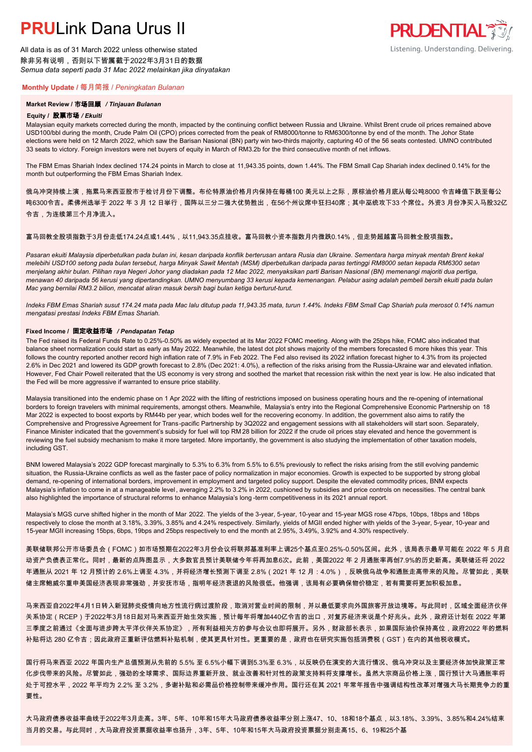# PRULink Dana Urus II

All data is as of 31 March 2022 unless otherwise stated
除非另有说明，否则以下皆属截于2022年3月31日的数据
*Semua data seperti pada 31 Mac 2022 melainkan jika dinyatakan*

## Monthly Update / 每月简报 / *Peningkatan Bulanan*

### Market Review / 市场回顾 / *Tinjauan Bulanan*

#### Equity / 股票市场 / *Ekuiti*

Malaysian equity markets corrected during the month, impacted by the continuing conflict between Russia and Ukraine. Whilst Brent crude oil prices remained above USD100/bbl during the month, Crude Palm Oil (CPO) prices corrected from the peak of RM8000/tonne to RM6300/tonne by end of the month. The Johor State elections were held on 12 March 2022, which saw the Barisan Nasional (BN) party win two-thirds majority, capturing 40 of the 56 seats contested. UMNO contributed 33 seats to victory. Foreign investors were net buyers of equity in March of RM3.2b for the third consecutive month of net inflows.

The FBM Emas Shariah Index declined 174.24 points in March to close at 11,943.35 points, down 1.44%. The FBM Small Cap Shariah index declined 0.14% for the month but outperforming the FBM Emas Shariah Index.

俄乌冲突持续上演，拖累马来西亚股市于检讨月份下调整。布伦特原油价格月内保持在每桶100 美元以上之际，原棕油价格月底从每公吨8000 令吉峰值下跌至每公吨6300令吉。柔佛州选举于 2022 年 3 月 12 日举行，国阵以三分二强大优势胜出，在56个州议席中狂扫40席；其中巫统攻下33 个席位。外资3 月份净买入马股32亿令吉，为连续第三个月净流入。

富马回教全股项指数于3月份走低174.24点或1.44%，以11,943.35点挂收。富马回教小资本指数月内微跌0.14%，但走势超越富马回教全股项指数。

*Pasaran ekuiti Malaysia diperbetulkan pada bulan ini, kesan daripada konflik berterusan antara Rusia dan Ukraine. Sementara harga minyak mentah Brent kekal melebihi USD100 setong pada bulan tersebut, harga Minyak Sawit Mentah (MSM) diperbetulkan daripada paras tertinggi RM8000 setan kepada RM6300 setan menjelang akhir bulan. Pilihan raya Negeri Johor yang diadakan pada 12 Mac 2022, menyaksikan parti Barisan Nasional (BN) memenangi majoriti dua pertiga, menawan 40 daripada 56 kerusi yang dipertandingkan. UMNO menyumbang 33 kerusi kepada kemenangan. Pelabur asing adalah pembeli bersih ekuiti pada bulan Mac yang bernilai RM3.2 bilion, mencatat aliran masuk bersih bagi bulan ketiga berturut-turut.*

*Indeks FBM Emas Shariah susut 174.24 mata pada Mac lalu ditutup pada 11,943.35 mata, turun 1.44%. Indeks FBM Small Cap Shariah pula merosot 0.14% namun mengatasi prestasi Indeks FBM Emas Shariah.*

#### Fixed Income / 固定收益市场 / *Pendapatan Tetap*

The Fed raised its Federal Funds Rate to 0.25%-0.50% as widely expected at its Mar 2022 FOMC meeting. Along with the 25bps hike, FOMC also indicated that balance sheet normalization could start as early as May 2022. Meanwhile, the latest dot plot shows majority of the members forecasted 6 more hikes this year. This follows the country reported another record high inflation rate of 7.9% in Feb 2022. The Fed also revised its 2022 inflation forecast higher to 4.3% from its projected 2.6% in Dec 2021 and lowered its GDP growth forecast to 2.8% (Dec 2021: 4.0%), a reflection of the risks arising from the Russia-Ukraine war and elevated inflation. However, Fed Chair Powell reiterated that the US economy is very strong and soothed the market that recession risk within the next year is low. He also indicated that the Fed will be more aggressive if warranted to ensure price stability.

Malaysia transitioned into the endemic phase on 1 Apr 2022 with the lifting of restrictions imposed on business operating hours and the re-opening of international borders to foreign travelers with minimal requirements, amongst others. Meanwhile, Malaysia's entry into the Regional Comprehensive Economic Partnership on 18 Mar 2022 is expected to boost exports by RM44b per year, which bodes well for the recovering economy. In addition, the government also aims to ratify the Comprehensive and Progressive Agreement for Trans-pacific Partnership by 3Q2022 and engagement sessions with all stakeholders will start soon. Separately, Finance Minister indicated that the government's subsidy for fuel will top RM 28 billion for 2022 if the crude oil prices stay elevated and hence the government is reviewing the fuel subsidy mechanism to make it more targeted. More importantly, the government is also studying the implementation of other taxation models, including GST.

BNM lowered Malaysia's 2022 GDP forecast marginally to 5.3% to 6.3% from 5.5% to 6.5% previously to reflect the risks arising from the still evolving pandemic situation, the Russia-Ukraine conflicts as well as the faster pace of policy normalization in major economies. Growth is expected to be supported by strong global demand, re-opening of international borders, improvement in employment and targeted policy support. Despite the elevated commodity prices, BNM expects Malaysia's inflation to come in at a manageable level, averaging 2.2% to 3.2% in 2022, cushioned by subsidies and price controls on necessities. The central bank also highlighted the importance of structural reforms to enhance Malaysia's long-term competitiveness in its 2021 annual report.

Malaysia's MGS curve shifted higher in the month of Mar 2022. The yields of the 3-year, 5-year, 10-year and 15-year MGS rose 47bps, 10bps, 18bps and 18bps respectively to close the month at 3.18%, 3.39%, 3.85% and 4.24% respectively. Similarly, yields of MGII ended higher with yields of the 3-year, 5-year, 10-year and 15-year MGII increasing 15bps, 6bps, 19bps and 25bps respectively to end the month at 2.95%, 3.49%, 3.92% and 4.30% respectively.

美联储联邦公开市场委员会（FOMC）如市场预期在2022年3月份会议将联邦基准利率上调25个基点至0.25%-0.50%区间。此外，该局表示最早可能在 2022 年 5 月启动资产负债表正常化。同时，最新的点阵图显示，大多数官员预计美联储今年将再加息6次。此前，美国2022 年 2 月通胀率再创7.9%的历史新高。美联储还将 2022 年通胀从 2021 年 12 月预计的 2.6%上调至 4.3%，并将经济增长预测下调至 2.8%（2021 年 12 月：4.0%），反映俄乌战争和通胀走高带来的风险。尽管如此，美联储主席鲍威尔重申美国经济表现非常强劲，并安抚市场，指明年经济衰退的风险很低。他强调，该局有必要确保物价稳定，若有需要将更加积极加息。

马来西亚自2022年4月1日转入新冠肺炎疫情向地方性流行病过渡阶段，取消对营业时间的限制，并以最低要求向外国旅客开放边境等。与此同时，区域全面经济伙伴关系协定（RCEP）于2022年3月18日起对马来西亚开始生效实施，预计每年将增加440亿令吉的出口，对复苏经济来说是个好兆头。此外，政府还计划在 2022 年第三季度之前通过《全面与进步跨太平洋伙伴关系协定》，所有利益相关方的参与会议也即将展开。另外，财政部长表示，如果国际油价保持高位，政府2022 年的燃料补贴将达 280 亿令吉；因此政府正重新评估燃料补贴机制，使其更具针对性。更重要的是，政府也在研究实施包括消费税（GST）在内的其他税收模式。

国行将马来西亚 2022 年国内生产总值预测从先前的 5.5% 至 6.5%小幅下调到5.3%至 6.3%，以反映仍在演变的大流行情况、俄乌冲突以及主要经济体加快政策正常化步伐带来的风险。尽管如此，强劲的全球需求、国际边界重新开放、就业改善和针对性的政策支持料将支撑增长。虽然大宗商品价格上涨，国行预计大马通胀率将处于可控水平，2022 年平均为 2.2% 至 3.2%，多谢补贴和必需品价格控制带来缓冲作用。国行还在其 2021 年常年报告中强调结构性改革对增强大马长期竞争力的重要性。

大马政府债券收益率曲线于2022年3月走高。3年、5年、10年和15年大马政府债券收益率分别上涨47、10、18和18个基点，以3.18%、3.39%、3.85%和4.24%结束当月的交易。与此同时，大马政府投资票据收益率也扬升，3年、5年、10年和15年大马政府投资票据分别走高15、6、19和25个基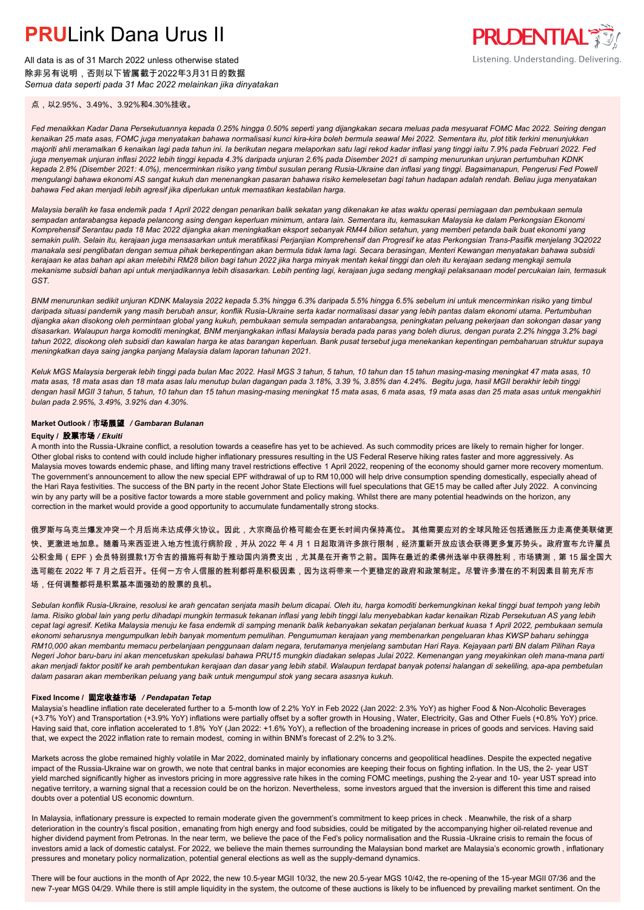点，以2.95%、3.49%、3.92%和4.30%挂收。

*Fed menaikkan Kadar Dana Persekutuannya kepada 0.25% hingga 0.50% seperti yang dijangkakan secara meluas pada mesyuarat FOMC Mac 2022. Seiring dengan kenaikan 25 mata asas, FOMC juga menyatakan bahawa normalisasi kunci kira-kira boleh bermula seawal Mei 2022. Sementara itu, plot titik terkini menunjukkan majoriti ahli meramalkan 6 kenaikan lagi pada tahun ini. Ia berikutan negara melaporkan satu lagi rekod kadar inflasi yang tinggi iaitu 7.9% pada Februari 2022. Fed juga menyemak unjuran inflasi 2022 lebih tinggi kepada 4.3% daripada unjuran 2.6% pada Disember 2021 di samping menurunkan unjuran pertumbuhan KDNK kepada 2.8% (Disember 2021: 4.0%), mencerminkan risiko yang timbul susulan perang Rusia-Ukraine dan inflasi yang tinggi. Bagaimanapun, Pengerusi Fed Powell mengulangi bahawa ekonomi AS sangat kukuh dan menenangkan pasaran bahawa risiko kemelesetan bagi tahun hadapan adalah rendah. Beliau juga menyatakan bahawa Fed akan menjadi lebih agresif jika diperlukan untuk memastikan kestabilan harga.*

*Malaysia beralih ke fasa endemik pada 1 April 2022 dengan penarikan balik sekatan yang dikenakan ke atas waktu operasi perniagaan dan pembukaan semula sempadan antarabangsa kepada pelancong asing dengan keperluan minimum, antara lain. Sementara itu, kemasukan Malaysia ke dalam Perkongsian Ekonomi Komprehensif Serantau pada 18 Mac 2022 dijangka akan meningkatkan eksport sebanyak RM44 bilion setahun, yang memberi petanda baik buat ekonomi yang semakin pulih. Selain itu, kerajaan juga mensasarkan untuk meratifikasi Perjanjian Komprehensif dan Progresif ke atas Perkongsian Trans-Pasifik menjelang 3Q2022 manakala sesi penglibatan dengan semua pihak berkepentingan akan bermula tidak lama lagi. Secara berasingan, Menteri Kewangan menyatakan bahawa subsidi kerajaan ke atas bahan api akan melebihi RM28 bilion bagi tahun 2022 jika harga minyak mentah kekal tinggi dan oleh itu kerajaan sedang mengkaji semula mekanisme subsidi bahan api untuk menjadikannya lebih disasarkan. Lebih penting lagi, kerajaan juga sedang mengkaji pelaksanaan model percukaian lain, termasuk GST.*

*BNM menurunkan sedikit unjuran KDNK Malaysia 2022 kepada 5.3% hingga 6.3% daripada 5.5% hingga 6.5% sebelum ini untuk mencerminkan risiko yang timbul daripada situasi pandemik yang masih berubah ansur, konflik Rusia-Ukraine serta kadar normalisasi dasar yang lebih pantas dalam ekonomi utama. Pertumbuhan dijangka akan disokong oleh permintaan global yang kukuh, pembukaan semula sempadan antarabangsa, peningkatan peluang pekerjaan dan sokongan dasar yang disasarkan. Walaupun harga komoditi meningkat, BNM menjangkakan inflasi Malaysia berada pada paras yang boleh diurus, dengan purata 2.2% hingga 3.2% bagi tahun 2022, disokong oleh subsidi dan kawalan harga ke atas barangan keperluan. Bank pusat tersebut juga menekankan kepentingan pembaharuan struktur supaya meningkatkan daya saing jangka panjang Malaysia dalam laporan tahunan 2021.*

*Keluk MGS Malaysia bergerak lebih tinggi pada bulan Mac 2022. Hasil MGS 3 tahun, 5 tahun, 10 tahun dan 15 tahun masing-masing meningkat 47 mata asas, 10 mata asas, 18 mata asas dan 18 mata asas lalu menutup bulan dagangan pada 3.18%, 3.39 %, 3.85% dan 4.24%. Begitu juga, hasil MGII berakhir lebih tinggi dengan hasil MGII 3 tahun, 5 tahun, 10 tahun dan 15 tahun masing-masing meningkat 15 mata asas, 6 mata asas, 19 mata asas dan 25 mata asas untuk mengakhiri bulan pada 2.95%, 3.49%, 3.92% dan 4.30%.*

### Market Outlook / 市场展望 / *Gambaran Bulanan*

#### Equity / 股票市场 / *Ekuiti*

A month into the Russia-Ukraine conflict, a resolution towards a ceasefire has yet to be achieved. As such commodity prices are likely to remain higher for longer. Other global risks to contend with could include higher inflationary pressures resulting in the US Federal Reserve hiking rates faster and more aggressively. As Malaysia moves towards endemic phase, and lifting many travel restrictions effective 1 April 2022, reopening of the economy should garner more recovery momentum. The government's announcement to allow the new special EPF withdrawal of up to RM 10,000 will help drive consumption spending domestically, especially ahead of the Hari Raya festivities. The success of the BN party in the recent Johor State Elections will fuel speculations that GE15 may be called after July 2022. A convincing win by any party will be a positive factor towards a more stable government and policy making. Whilst there are many potential headwinds on the horizon, any correction in the market would provide a good opportunity to accumulate fundamentally strong stocks.

俄罗斯与乌克兰爆发冲突一个月后尚未达成停火协议。因此，大宗商品价格可能会在更长时间内保持高位。 其他需要应对的全球风险还包括通胀压力走高使美联储更快、更激进地加息。随着马来西亚进入地方性流行病阶段，并从 2022 年 4 月 1 日起取消许多旅行限制，经济重新开放应该会获得更多复苏势头。政府宣布允许雇员公积金局（EPF）会员特别提款1万令吉的措施将有助于推动国内消费支出，尤其是在开斋节之前。国阵在最近的柔佛州选举中获得胜利，市场猜测，第 15 届全国大选可能在 2022 年 7 月之后召开。任何一方令人信服的胜利都将是积极因素，因为这将带来一个更稳定的政府和政策制定。尽管许多潜在的不利因素目前充斥市场，任何调整都将是积累基本面强劲的股票的良机。

*Sebulan konflik Rusia-Ukraine, resolusi ke arah gencatan senjata masih belum dicapai. Oleh itu, harga komoditi berkemungkinan kekal tinggi buat tempoh yang lebih lama. Risiko global lain yang perlu dihadapi mungkin termasuk tekanan inflasi yang lebih tinggi lalu menyebabkan kadar kenaikan Rizab Persekutuan AS yang lebih cepat lagi agresif. Ketika Malaysia menuju ke fasa endemik di samping menarik balik kebanyakan sekatan perjalanan berkuat kuasa 1 April 2022, pembukaan semula ekonomi seharusnya mengumpulkan lebih banyak momentum pemulihan. Pengumuman kerajaan yang membenarkan pengeluaran khas KWSP baharu sehingga RM10,000 akan membantu memacu perbelanjaan penggunaan dalam negara, terutamanya menjelang sambutan Hari Raya. Kejayaan parti BN dalam Pilihan Raya Negeri Johor baru-baru ini akan mencetuskan spekulasi bahawa PRU15 mungkin diadakan selepas Julai 2022. Kemenangan yang meyakinkan oleh mana-mana parti akan menjadi faktor positif ke arah pembentukan kerajaan dan dasar yang lebih stabil. Walaupun terdapat banyak potensi halangan di sekeliling, apa-apa pembetulan dalam pasaran akan memberikan peluang yang baik untuk mengumpul stok yang secara asasnya kukuh.*

#### Fixed Income / 固定收益市场 / *Pendapatan Tetap*

Malaysia's headline inflation rate decelerated further to a 5-month low of 2.2% YoY in Feb 2022 (Jan 2022: 2.3% YoY) as higher Food & Non-Alcoholic Beverages (+3.7% YoY) and Transportation (+3.9% YoY) inflations were partially offset by a softer growth in Housing, Water, Electricity, Gas and Other Fuels (+0.8% YoY) price. Having said that, core inflation accelerated to 1.8% YoY (Jan 2022: +1.6% YoY), a reflection of the broadening increase in prices of goods and services. Having said that, we expect the 2022 inflation rate to remain modest, coming in within BNM's forecast of 2.2% to 3.2%.

Markets across the globe remained highly volatile in Mar 2022, dominated mainly by inflationary concerns and geopolitical headlines. Despite the expected negative impact of the Russia-Ukraine war on growth, we note that central banks in major economies are keeping their focus on fighting inflation. In the US, the 2- year UST yield marched significantly higher as investors pricing in more aggressive rate hikes in the coming FOMC meetings, pushing the 2-year and 10- year UST spread into negative territory, a warning signal that a recession could be on the horizon. Nevertheless, some investors argued that the inversion is different this time and raised doubts over a potential US economic downturn.

In Malaysia, inflationary pressure is expected to remain moderate given the government's commitment to keep prices in check. Meanwhile, the risk of a sharp deterioration in the country's fiscal position, emanating from high energy and food subsidies, could be mitigated by the accompanying higher oil-related revenue and higher dividend payment from Petronas. In the near term, we believe the pace of the Fed's policy normalisation and the Russia-Ukraine crisis to remain the focus of investors amid a lack of domestic catalyst. For 2022, we believe the main themes surrounding the Malaysian bond market are Malaysia's economic growth, inflationary pressures and monetary policy normalization, potential general elections as well as the supply-demand dynamics.

There will be four auctions in the month of Apr 2022, the new 10.5-year MGII 10/32, the new 20.5-year MGS 10/42, the re-opening of the 15-year MGII 07/36 and the new 7-year MGS 04/29. While there is still ample liquidity in the system, the outcome of these auctions is likely to be influenced by prevailing market sentiment. On the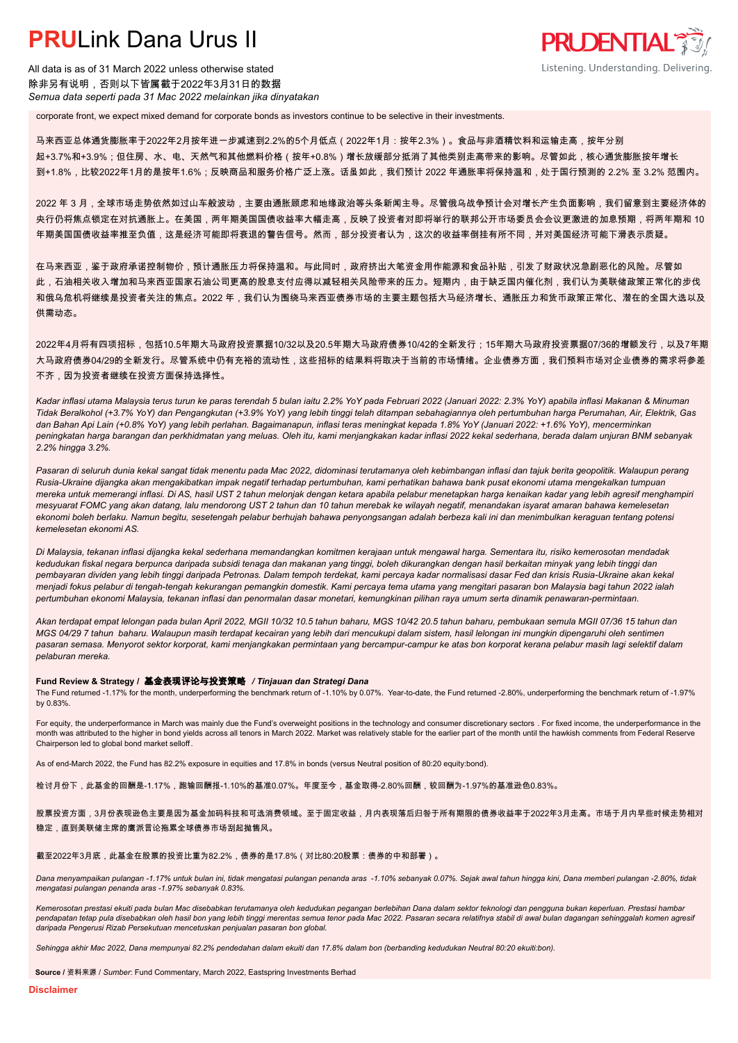corporate front, we expect mixed demand for corporate bonds as investors continue to be selective in their investments.

马来西亚总体通货膨胀率于2022年2月按年进一步减速到2.2%的5个月低点（2022年1月：按年2.3%）。食品与非酒精饮料和运输走高，按年分别起+3.7%和+3.9%；但住房、水、电、天然气和其他燃料价格（按年+0.8%）增长放缓部分抵消了其他类别走高带来的影响。尽管如此，核心通货膨胀按年增长到+1.8%，比较2022年1月的是按年1.6%；反映商品和服务价格广泛上涨。话虽如此，我们预计 2022 年通胀率将保持温和，处于国行预测的 2.2% 至 3.2% 范围内。

2022 年 3 月，全球市场走势依然如过山车般波动，主要由通胀顾虑和地缘政治等头条新闻主导。尽管俄乌战争预计会对增长产生负面影响，我们留意到主要经济体的央行仍将焦点锁定在对抗通胀上。在美国，两年期美国国债收益率大幅走高，反映了投资者对即将举行的联邦公开市场委员会会议更激进的加息预期，将两年期和 10 年期美国国债收益率推至负值，这是经济可能即将衰退的警告信号。然而，部分投资者认为，这次的收益率倒挂有所不同，并对美国经济可能下滑表示质疑。

在马来西亚，鉴于政府承诺控制物价，预计通胀压力将保持温和。与此同时，政府挤出大笔资金用作能源和食品补贴，引发了财政状况急剧恶化的风险。尽管如此，石油相关收入增加和马来西亚国家石油公司更高的股息支付应得以减轻相关风险带来的压力。短期内，由于缺乏国内催化剂，我们认为美联储政策正常化的步伐和俄乌危机将继续是投资者关注的焦点。2022 年，我们认为围绕马来西亚债券市场的主要主题包括大马经济增长、通胀压力和货币政策正常化、潜在的全国大选以及供需动态。

2022年4月将有四项招标，包括10.5年期大马政府投资票据10/32以及20.5年期大马政府债券10/42的全新发行；15年期大马政府投资票据07/36的增额发行，以及7年期大马政府债券04/29的全新发行。尽管系统中仍有充裕的流动性，这些招标的结果料将取决于当前的市场情绪。企业债券方面，我们预料市场对企业债券的需求将参差不齐，因为投资者继续在投资方面保持选择性。

*Kadar inflasi utama Malaysia terus turun ke paras terendah 5 bulan iaitu 2.2% YoY pada Februari 2022 (Januari 2022: 2.3% YoY) apabila inflasi Makanan & Minuman Tidak Beralkohol (+3.7% YoY) dan Pengangkutan (+3.9% YoY) yang lebih tinggi telah ditampan sebahagiannya oleh pertumbuhan harga Perumahan, Air, Elektrik, Gas dan Bahan Api Lain (+0.8% YoY) yang lebih perlahan. Bagaimanapun, inflasi teras meningkat kepada 1.8% YoY (Januari 2022: +1.6% YoY), mencerminkan peningkatan harga barangan dan perkhidmatan yang meluas. Oleh itu, kami menjangkakan kadar inflasi 2022 kekal sederhana, berada dalam unjuran BNM sebanyak 2.2% hingga 3.2%.*

*Pasaran di seluruh dunia kekal sangat tidak menentu pada Mac 2022, didominasi terutamanya oleh kebimbangan inflasi dan tajuk berita geopolitik. Walaupun perang Rusia-Ukraine dijangka akan mengakibatkan impak negatif terhadap pertumbuhan, kami perhatikan bahawa bank pusat ekonomi utama mengekalkan tumpuan mereka untuk memerangi inflasi. Di AS, hasil UST 2 tahun melonjak dengan ketara apabila pelabur menetapkan harga kenaikan kadar yang lebih agresif menghampiri mesyuarat FOMC yang akan datang, lalu mendorong UST 2 tahun dan 10 tahun merebak ke wilayah negatif, menandakan isyarat amaran bahawa kemelesetan ekonomi boleh berlaku. Namun begitu, sesetengah pelabur berhujah bahawa penyongsangan adalah berbeza kali ini dan menimbulkan keraguan tentang potensi kemelesetan ekonomi AS.*

*Di Malaysia, tekanan inflasi dijangka kekal sederhana memandangkan komitmen kerajaan untuk mengawal harga. Sementara itu, risiko kemerosotan mendadak kedudukan fiskal negara berpunca daripada subsidi tenaga dan makanan yang tinggi, boleh dikurangkan dengan hasil berkaitan minyak yang lebih tinggi dan pembayaran dividen yang lebih tinggi daripada Petronas. Dalam tempoh terdekat, kami percaya kadar normalisasi dasar Fed dan krisis Rusia-Ukraine akan kekal menjadi fokus pelabur di tengah-tengah kekurangan pemangkin domestik. Kami percaya tema utama yang mengitari pasaran bon Malaysia bagi tahun 2022 ialah pertumbuhan ekonomi Malaysia, tekanan inflasi dan penormalan dasar monetari, kemungkinan pilihan raya umum serta dinamik penawaran-permintaan.*

*Akan terdapat empat lelongan pada bulan April 2022, MGII 10/32 10.5 tahun baharu, MGS 10/42 20.5 tahun baharu, pembukaan semula MGII 07/36 15 tahun dan MGS 04/29 7 tahun baharu. Walaupun masih terdapat kecairan yang lebih dari mencukupi dalam sistem, hasil lelongan ini mungkin dipengaruhi oleh sentimen pasaran semasa. Menyorot sektor korporat, kami menjangkakan permintaan yang bercampur-campur ke atas bon korporat kerana pelabur masih lagi selektif dalam pelaburan mereka.*

**Fund Review & Strategy / 基金表现评论与投资策略 / *Tinjauan dan Strategi Dana***

The Fund returned -1.17% for the month, underperforming the benchmark return of -1.10% by 0.07%. Year-to-date, the Fund returned -2.80%, underperforming the benchmark return of -1.97% by 0.83%.

For equity, the underperformance in March was mainly due the Fund's overweight positions in the technology and consumer discretionary sectors . For fixed income, the underperformance in the month was attributed to the higher in bond yields across all tenors in March 2022. Market was relatively stable for the earlier part of the month until the hawkish comments from Federal Reserve Chairperson led to global bond market selloff.

As of end-March 2022, the Fund has 82.2% exposure in equities and 17.8% in bonds (versus Neutral position of 80:20 equity:bond).

检讨月份下，此基金的回酬是-1.17%，跑输回酬报-1.10%的基准0.07%。年度至今，基金取得-2.80%回酬，较回酬为-1.97%的基准逊色0.83%。

股票投资方面，3月份表现逊色主要是因为基金加码科技和可选消费领域。至于固定收益，月内表现落后归咎于所有期限的债券收益率于2022年3月走高。市场于月内早些时候走势相对稳定，直到美联储主席的鹰派言论拖累全球债券市场刮起抛售风。

截至2022年3月底，此基金在股票的投资比重为82.2%，债券的是17.8%（对比80:20股票：债券的中和部署）。

*Dana menyampaikan pulangan -1.17% untuk bulan ini, tidak mengatasi pulangan penanda aras -1.10% sebanyak 0.07%. Sejak awal tahun hingga kini, Dana memberi pulangan -2.80%, tidak mengatasi pulangan penanda aras -1.97% sebanyak 0.83%.*

*Kemerosotan prestasi ekuiti pada bulan Mac disebabkan terutamanya oleh kedudukan pegangan berlebihan Dana dalam sektor teknologi dan pengguna bukan keperluan. Prestasi hambar pendapatan tetap pula disebabkan oleh hasil bon yang lebih tinggi merentas semua tenor pada Mac 2022. Pasaran secara relatifnya stabil di awal bulan dagangan sehinggalah komen agresif daripada Pengerusi Rizab Persekutuan mencetuskan penjualan pasaran bon global.*

*Sehingga akhir Mac 2022, Dana mempunyai 82.2% pendedahan dalam ekuiti dan 17.8% dalam bon (berbanding kedudukan Neutral 80:20 ekuiti:bon).*

**Source** / 资料来源 / *Sumber*: Fund Commentary, March 2022, Eastspring Investments Berhad

**Disclaimer**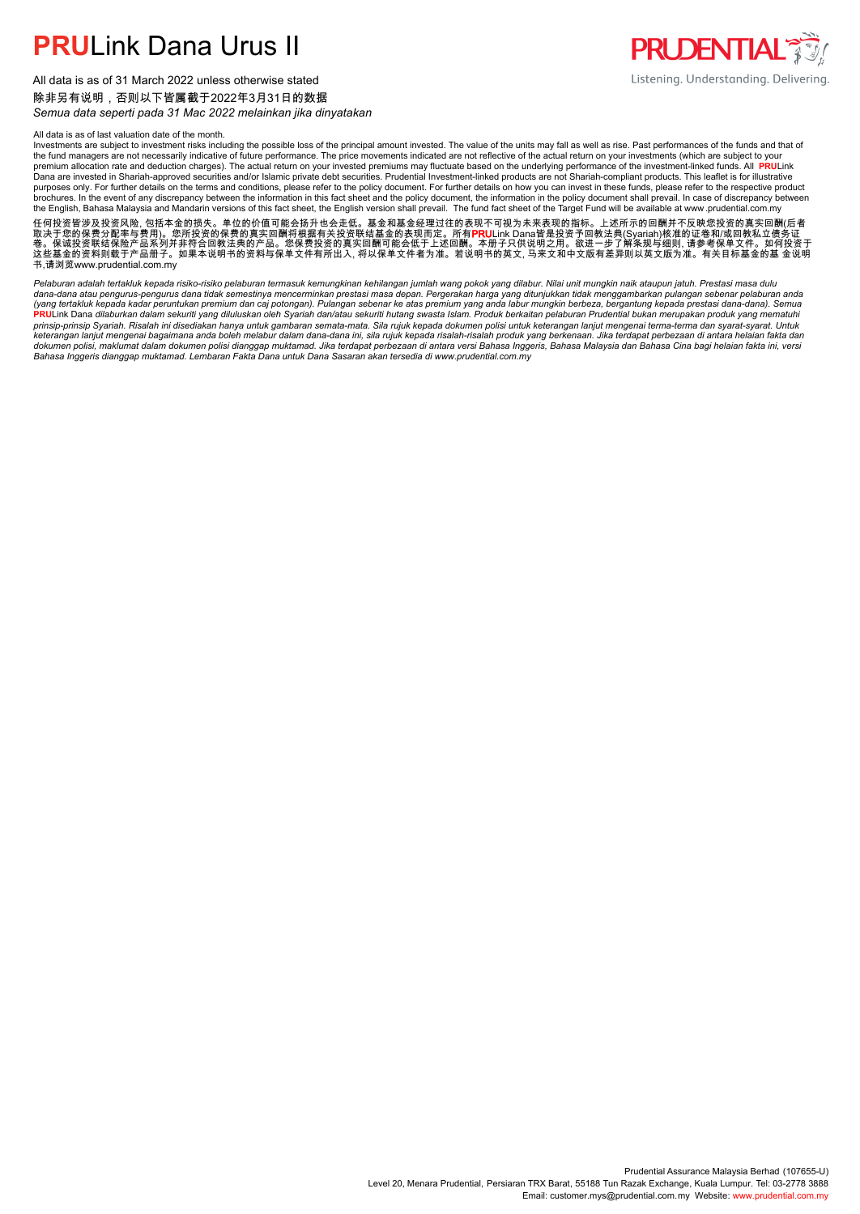# **PRU**Link Dana Urus II

All data is as of 31 March 2022 unless otherwise stated

除非另有说明，否则以下皆属截于2022年3月31日的数据

*Semua data seperti pada 31 Mac 2022 melainkan jika dinyatakan*

Listening. Understanding. Delivering.

All data is as of last valuation date of the month.

Investments are subject to investment risks including the possible loss of the principal amount invested. The value of the units may fall as well as rise. Past performances of the funds and that of the fund managers are not necessarily indicative of future performance. The price movements indicated are not reflective of the actual return on your investments (which are subject to your premium allocation rate and deduction charges). The actual return on your invested premiums may fluctuate based on the underlying performance of the investment-linked funds. All **PRU**Link Dana are invested in Shariah-approved securities and/or Islamic private debt securities. Prudential Investment-linked products are not Shariah-compliant products. This leaflet is for illustrative purposes only. For further details on the terms and conditions, please refer to the policy document. For further details on how you can invest in these funds, please refer to the respective product brochures. In the event of any discrepancy between the information in this fact sheet and the policy document, the information in the policy document shall prevail. In case of discrepancy between the English, Bahasa Malaysia and Mandarin versions of this fact sheet, the English version shall prevail. The fund fact sheet of the Target Fund will be available at www .prudential.com.my

任何投资皆涉及投资风险, 包括本金的损失。单位的价值可能会扬升也会走低。基金和基金经理过往的表现不可视为未来表现的指标。上述所示的回酬并不反映您投资的真实回酬(后者取决于您的保费分配率与费用)。您所投资的保费的真实回酬将根据有关投资联结基金的表现而定。所有**PRU**Link Dana皆是投资予回教法典(Syariah)核准的证卷和/或回教私立债务证卷。保诚投资联结保险产品系列并非符合回教法典的产品。您保费投资的真实回酬可能会低于上述回酬。本册子只供说明之用。欲进一步了解条规与细则, 请参考保单文件。如何投资于这些基金的资料则载于产品册子。如果本说明书的资料与保单文件有所出入, 将以保单文件者为准。若说明书的英文, 马来文和中文版有差异则以英文版为准。有关目标基金的基 金说明书,请浏览www.prudential.com.my

*Pelaburan adalah tertakluk kepada risiko-risiko pelaburan termasuk kemungkinan kehilangan jumlah wang pokok yang dilabur. Nilai unit mungkin naik ataupun jatuh. Prestasi masa dulu dana-dana atau pengurus-pengurus dana tidak semestinya mencerminkan prestasi masa depan. Pergerakan harga yang ditunjukkan tidak menggambarkan pulangan sebenar pelaburan anda (yang tertakluk kepada kadar peruntukan premium dan caj potongan). Pulangan sebenar ke atas premium yang anda labur mungkin berbeza, bergantung kepada prestasi dana-dana). Semua* ***PRU****Link Dana dilaburkan dalam sekuriti yang diluluskan oleh Syariah dan/atau sekuriti hutang swasta Islam. Produk berkaitan pelaburan Prudential bukan merupakan produk yang mematuhi prinsip-prinsip Syariah. Risalah ini disediakan hanya untuk gambaran semata-mata. Sila rujuk kepada dokumen polisi untuk keterangan lanjut mengenai terma-terma dan syarat-syarat. Untuk keterangan lanjut mengenai bagaimana anda boleh melabur dalam dana-dana ini, sila rujuk kepada risalah-risalah produk yang berkenaan. Jika terdapat perbezaan di antara helaian fakta dan dokumen polisi, maklumat dalam dokumen polisi dianggap muktamad. Jika terdapat perbezaan di antara versi Bahasa Inggeris, Bahasa Malaysia dan Bahasa Cina bagi helaian fakta ini, versi Bahasa Inggeris dianggap muktamad. Lembaran Fakta Dana untuk Dana Sasaran akan tersedia di www.prudential.com.my*

Prudential Assurance Malaysia Berhad (107655-U)
Level 20, Menara Prudential, Persiaran TRX Barat, 55188 Tun Razak Exchange, Kuala Lumpur. Tel: 03-2778 3888
Email: customer.mys@prudential.com.my Website: www.prudential.com.my